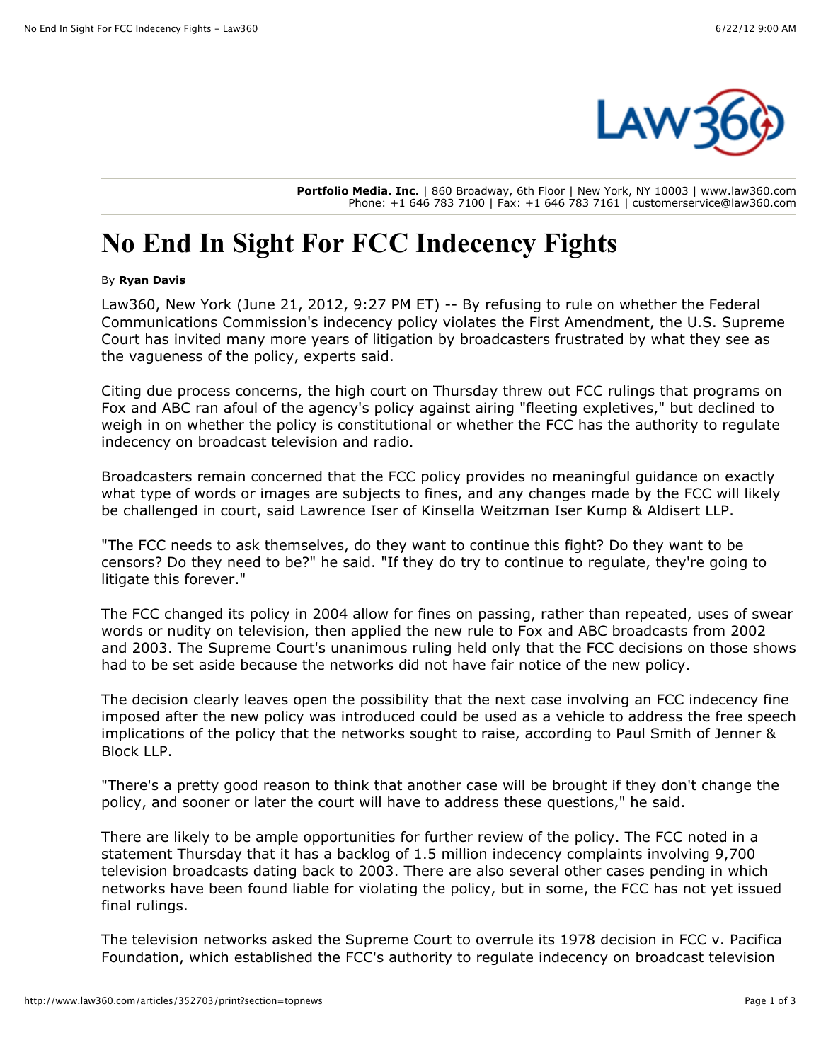**Portfolio Media. Inc.** | 860 Broadway, 6th Floor | New York, NY 10003 | www.law360.com
Phone: +1 646 783 7100 | Fax: +1 646 783 7161 | customerservice@law360.com

# No End In Sight For FCC Indecency Fights

By **Ryan Davis**

Law360, New York (June 21, 2012, 9:27 PM ET) -- By refusing to rule on whether the Federal Communications Commission's indecency policy violates the First Amendment, the U.S. Supreme Court has invited many more years of litigation by broadcasters frustrated by what they see as the vagueness of the policy, experts said.

Citing due process concerns, the high court on Thursday threw out FCC rulings that programs on Fox and ABC ran afoul of the agency's policy against airing "fleeting expletives," but declined to weigh in on whether the policy is constitutional or whether the FCC has the authority to regulate indecency on broadcast television and radio.

Broadcasters remain concerned that the FCC policy provides no meaningful guidance on exactly what type of words or images are subjects to fines, and any changes made by the FCC will likely be challenged in court, said Lawrence Iser of Kinsella Weitzman Iser Kump & Aldisert LLP.

"The FCC needs to ask themselves, do they want to continue this fight? Do they want to be censors? Do they need to be?" he said. "If they do try to continue to regulate, they're going to litigate this forever."

The FCC changed its policy in 2004 allow for fines on passing, rather than repeated, uses of swear words or nudity on television, then applied the new rule to Fox and ABC broadcasts from 2002 and 2003. The Supreme Court's unanimous ruling held only that the FCC decisions on those shows had to be set aside because the networks did not have fair notice of the new policy.

The decision clearly leaves open the possibility that the next case involving an FCC indecency fine imposed after the new policy was introduced could be used as a vehicle to address the free speech implications of the policy that the networks sought to raise, according to Paul Smith of Jenner & Block LLP.

"There's a pretty good reason to think that another case will be brought if they don't change the policy, and sooner or later the court will have to address these questions," he said.

There are likely to be ample opportunities for further review of the policy. The FCC noted in a statement Thursday that it has a backlog of 1.5 million indecency complaints involving 9,700 television broadcasts dating back to 2003. There are also several other cases pending in which networks have been found liable for violating the policy, but in some, the FCC has not yet issued final rulings.

The television networks asked the Supreme Court to overrule its 1978 decision in FCC v. Pacifica Foundation, which established the FCC's authority to regulate indecency on broadcast television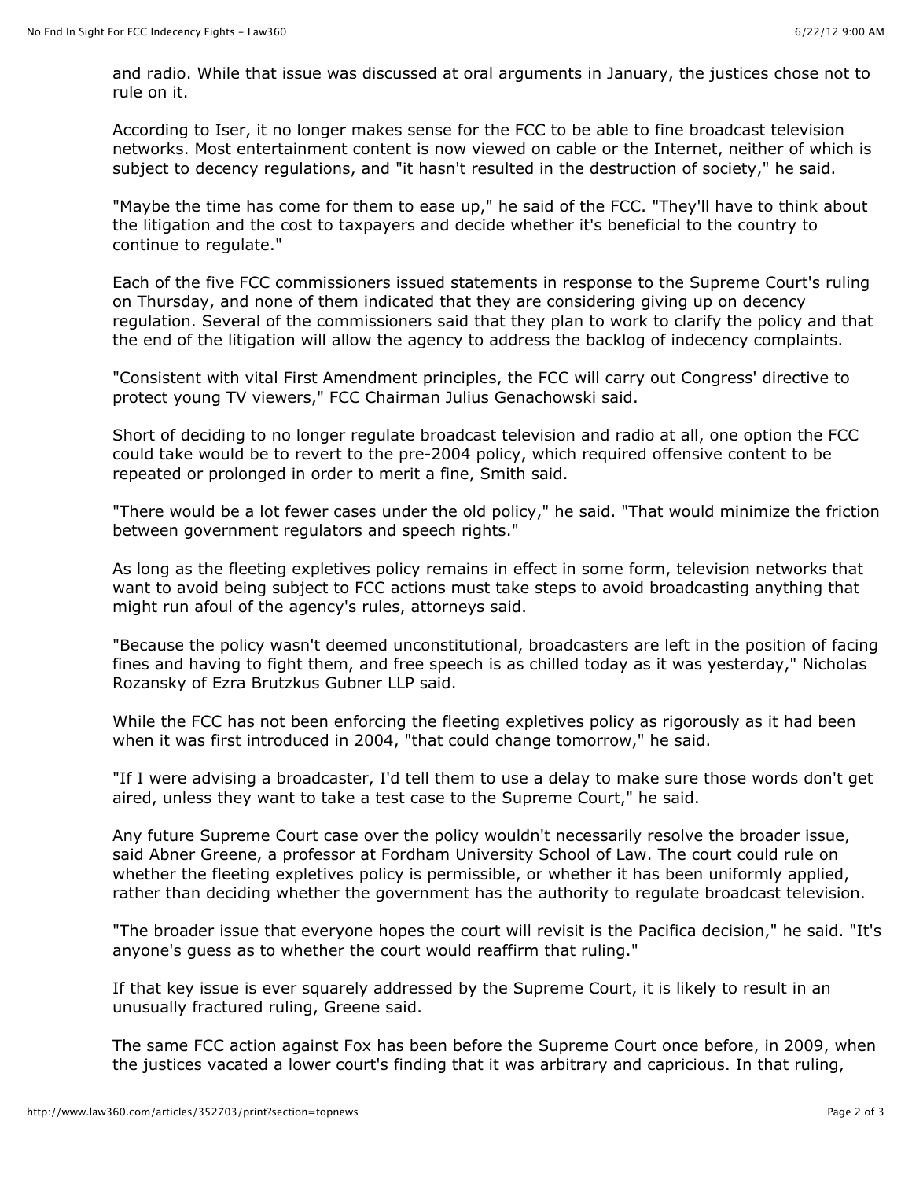and radio. While that issue was discussed at oral arguments in January, the justices chose not to rule on it.

According to Iser, it no longer makes sense for the FCC to be able to fine broadcast television networks. Most entertainment content is now viewed on cable or the Internet, neither of which is subject to decency regulations, and "it hasn't resulted in the destruction of society," he said.

"Maybe the time has come for them to ease up," he said of the FCC. "They'll have to think about the litigation and the cost to taxpayers and decide whether it's beneficial to the country to continue to regulate."

Each of the five FCC commissioners issued statements in response to the Supreme Court's ruling on Thursday, and none of them indicated that they are considering giving up on decency regulation. Several of the commissioners said that they plan to work to clarify the policy and that the end of the litigation will allow the agency to address the backlog of indecency complaints.

"Consistent with vital First Amendment principles, the FCC will carry out Congress' directive to protect young TV viewers," FCC Chairman Julius Genachowski said.

Short of deciding to no longer regulate broadcast television and radio at all, one option the FCC could take would be to revert to the pre-2004 policy, which required offensive content to be repeated or prolonged in order to merit a fine, Smith said.

"There would be a lot fewer cases under the old policy," he said. "That would minimize the friction between government regulators and speech rights."

As long as the fleeting expletives policy remains in effect in some form, television networks that want to avoid being subject to FCC actions must take steps to avoid broadcasting anything that might run afoul of the agency's rules, attorneys said.

"Because the policy wasn't deemed unconstitutional, broadcasters are left in the position of facing fines and having to fight them, and free speech is as chilled today as it was yesterday," Nicholas Rozansky of Ezra Brutzkus Gubner LLP said.

While the FCC has not been enforcing the fleeting expletives policy as rigorously as it had been when it was first introduced in 2004, "that could change tomorrow," he said.

"If I were advising a broadcaster, I'd tell them to use a delay to make sure those words don't get aired, unless they want to take a test case to the Supreme Court," he said.

Any future Supreme Court case over the policy wouldn't necessarily resolve the broader issue, said Abner Greene, a professor at Fordham University School of Law. The court could rule on whether the fleeting expletives policy is permissible, or whether it has been uniformly applied, rather than deciding whether the government has the authority to regulate broadcast television.

"The broader issue that everyone hopes the court will revisit is the Pacifica decision," he said. "It's anyone's guess as to whether the court would reaffirm that ruling."

If that key issue is ever squarely addressed by the Supreme Court, it is likely to result in an unusually fractured ruling, Greene said.

The same FCC action against Fox has been before the Supreme Court once before, in 2009, when the justices vacated a lower court's finding that it was arbitrary and capricious. In that ruling,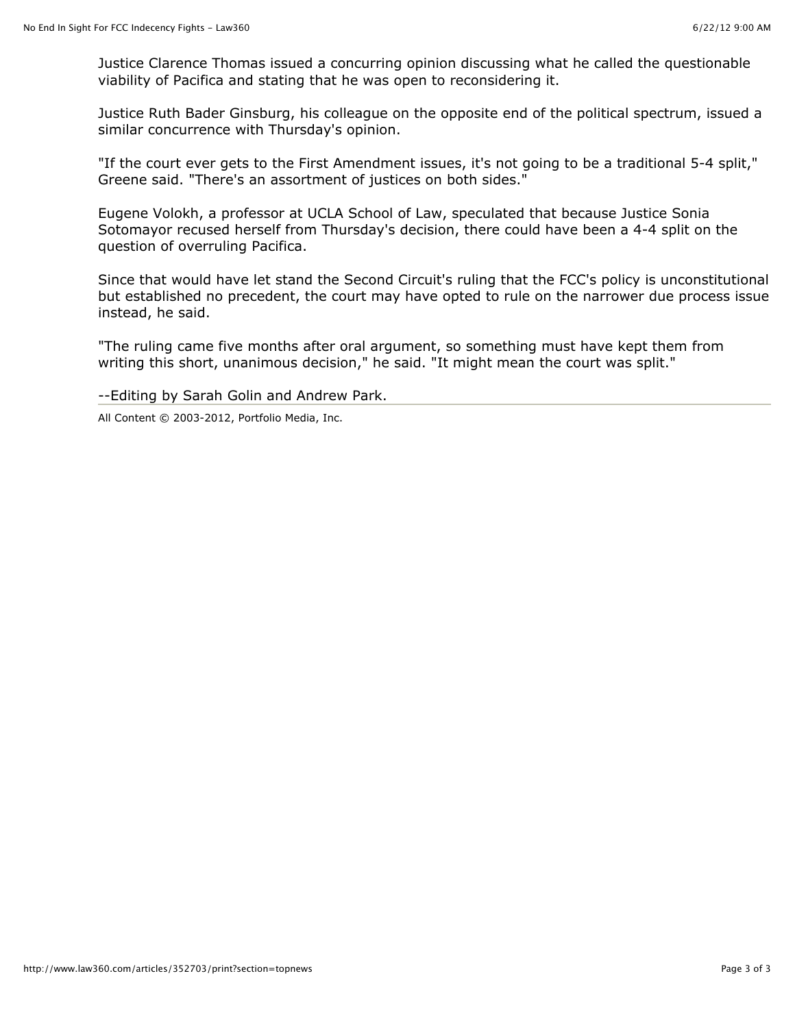Justice Clarence Thomas issued a concurring opinion discussing what he called the questionable viability of Pacifica and stating that he was open to reconsidering it.

Justice Ruth Bader Ginsburg, his colleague on the opposite end of the political spectrum, issued a similar concurrence with Thursday's opinion.

"If the court ever gets to the First Amendment issues, it's not going to be a traditional 5-4 split," Greene said. "There's an assortment of justices on both sides."

Eugene Volokh, a professor at UCLA School of Law, speculated that because Justice Sonia Sotomayor recused herself from Thursday's decision, there could have been a 4-4 split on the question of overruling Pacifica.

Since that would have let stand the Second Circuit's ruling that the FCC's policy is unconstitutional but established no precedent, the court may have opted to rule on the narrower due process issue instead, he said.

"The ruling came five months after oral argument, so something must have kept them from writing this short, unanimous decision," he said. "It might mean the court was split."

--Editing by Sarah Golin and Andrew Park.

All Content © 2003-2012, Portfolio Media, Inc.